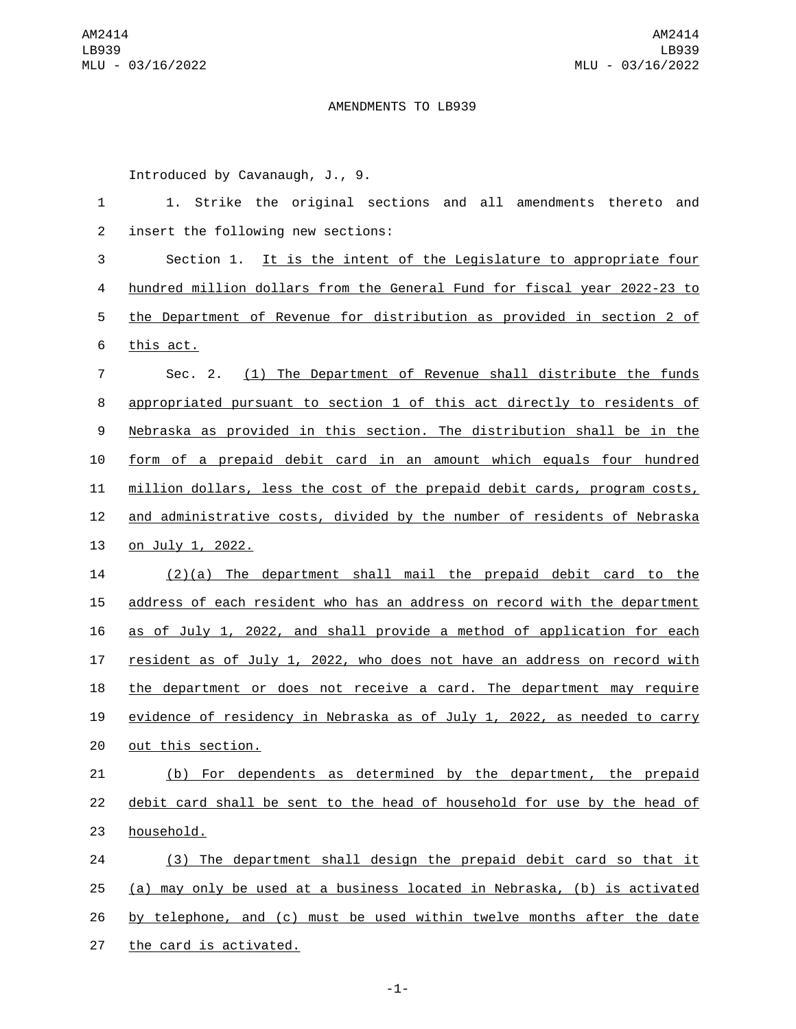AMENDMENTS TO LB939

Introduced by Cavanaugh, J., 9.

1. Strike the original sections and all amendments thereto and insert the following new sections:

Section 1. It is the intent of the Legislature to appropriate four hundred million dollars from the General Fund for fiscal year 2022-23 to the Department of Revenue for distribution as provided in section 2 of this act.

Sec. 2. (1) The Department of Revenue shall distribute the funds appropriated pursuant to section 1 of this act directly to residents of Nebraska as provided in this section. The distribution shall be in the form of a prepaid debit card in an amount which equals four hundred million dollars, less the cost of the prepaid debit cards, program costs, and administrative costs, divided by the number of residents of Nebraska on July 1, 2022.

(2)(a) The department shall mail the prepaid debit card to the address of each resident who has an address on record with the department as of July 1, 2022, and shall provide a method of application for each resident as of July 1, 2022, who does not have an address on record with the department or does not receive a card. The department may require evidence of residency in Nebraska as of July 1, 2022, as needed to carry out this section.

(b) For dependents as determined by the department, the prepaid debit card shall be sent to the head of household for use by the head of household.

(3) The department shall design the prepaid debit card so that it (a) may only be used at a business located in Nebraska, (b) is activated by telephone, and (c) must be used within twelve months after the date the card is activated.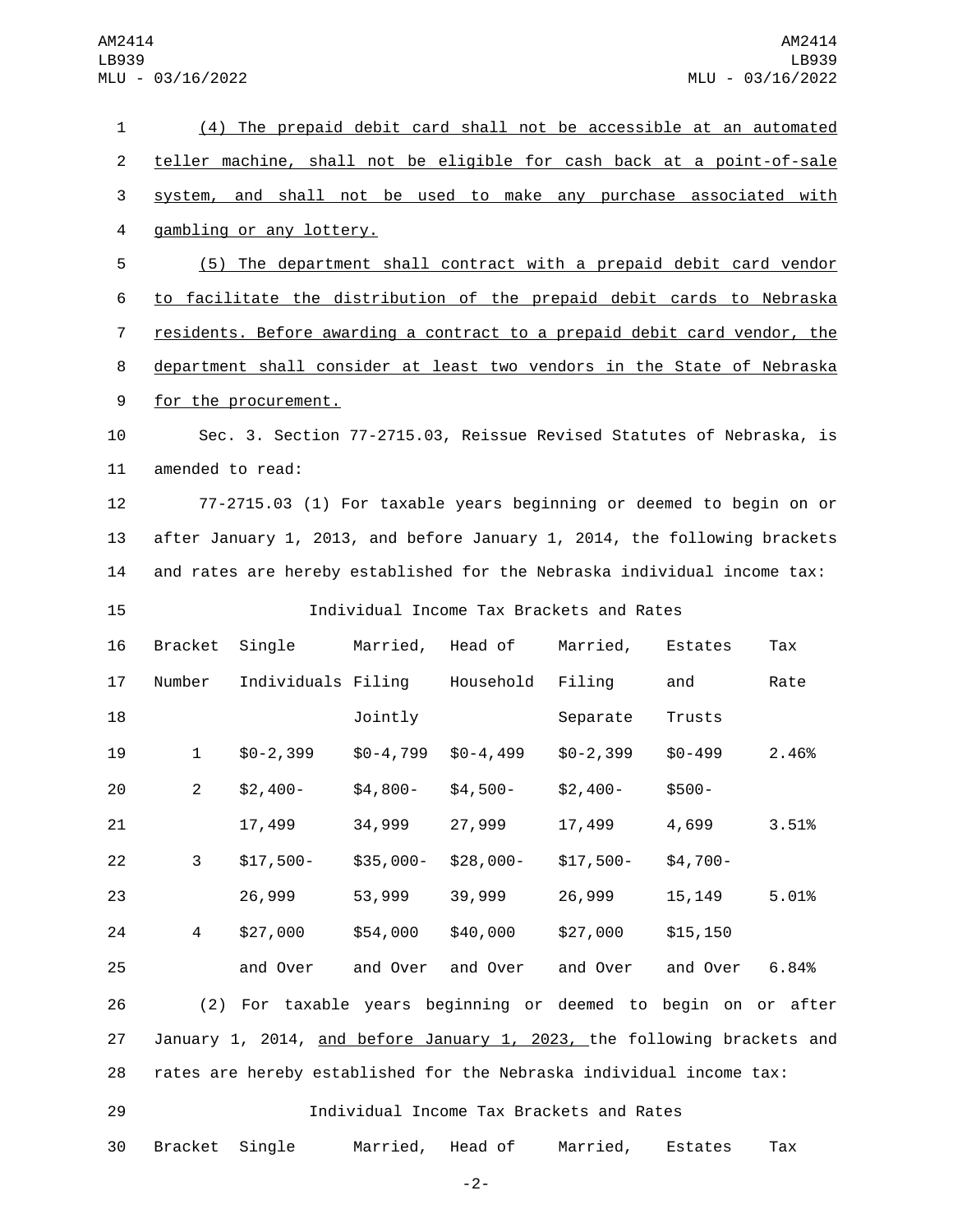(4) The prepaid debit card shall not be accessible at an automated teller machine, shall not be eligible for cash back at a point-of-sale system, and shall not be used to make any purchase associated with gambling or any lottery.

(5) The department shall contract with a prepaid debit card vendor to facilitate the distribution of the prepaid debit cards to Nebraska residents. Before awarding a contract to a prepaid debit card vendor, the department shall consider at least two vendors in the State of Nebraska for the procurement.

Sec. 3. Section 77-2715.03, Reissue Revised Statutes of Nebraska, is amended to read:

77-2715.03 (1) For taxable years beginning or deemed to begin on or after January 1, 2013, and before January 1, 2014, the following brackets and rates are hereby established for the Nebraska individual income tax:

Individual Income Tax Brackets and Rates

| Bracket Number | Single Individuals | Married, Filing Jointly | Head of Household | Married, Filing Separate | Estates and Trusts | Tax Rate |
|---|---|---|---|---|---|---|
| 1 | $0-2,399 | $0-4,799 | $0-4,499 | $0-2,399 | $0-499 | 2.46% |
| 2 | $2,400-17,499 | $4,800-34,999 | $4,500-27,999 | $2,400-17,499 | $500-4,699 | 3.51% |
| 3 | $17,500-26,999 | $35,000-53,999 | $28,000-39,999 | $17,500-26,999 | $4,700-15,149 | 5.01% |
| 4 | $27,000 and Over | $54,000 and Over | $40,000 and Over | $27,000 and Over | $15,150 and Over | 6.84% |

(2) For taxable years beginning or deemed to begin on or after January 1, 2014, and before January 1, 2023, the following brackets and rates are hereby established for the Nebraska individual income tax:

Individual Income Tax Brackets and Rates

Bracket Single Married, Head of Married, Estates Tax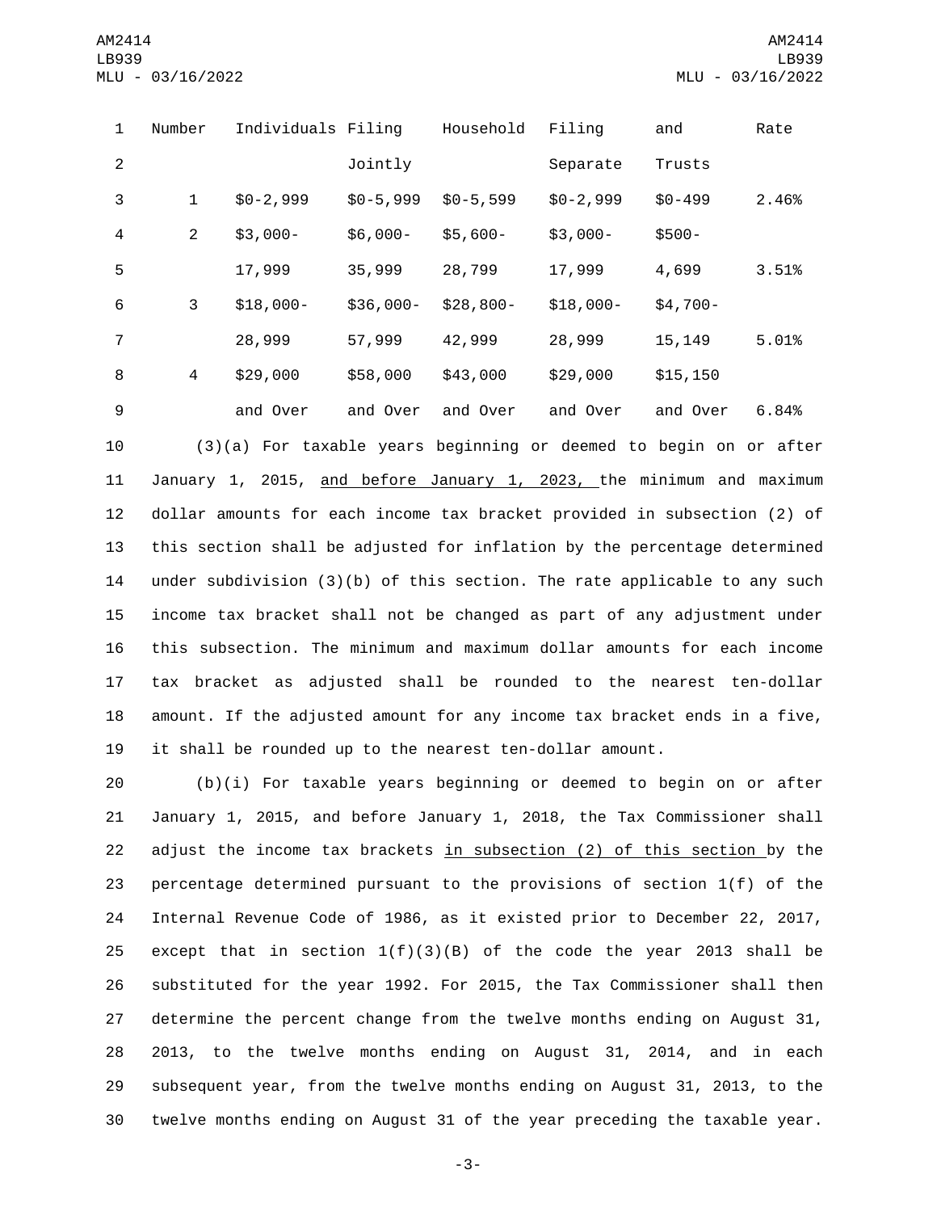| Number | Individuals | Filing Jointly | Household | Filing Separate | and Trusts | Rate |
|---|---|---|---|---|---|---|
| 1 | $0-2,999 | $0-5,999 | $0-5,599 | $0-2,999 | $0-499 | 2.46% |
| 2 | $3,000-17,999 | $6,000-35,999 | $5,600-28,799 | $3,000-17,999 | $500-4,699 | 3.51% |
| 3 | $18,000-28,999 | $36,000-57,999 | $28,800-42,999 | $18,000-28,999 | $4,700-15,149 | 5.01% |
| 4 | $29,000 and Over | $58,000 and Over | $43,000 and Over | $29,000 and Over | $15,150 and Over | 6.84% |

(3)(a) For taxable years beginning or deemed to begin on or after January 1, 2015, and before January 1, 2023, the minimum and maximum dollar amounts for each income tax bracket provided in subsection (2) of this section shall be adjusted for inflation by the percentage determined under subdivision (3)(b) of this section. The rate applicable to any such income tax bracket shall not be changed as part of any adjustment under this subsection. The minimum and maximum dollar amounts for each income tax bracket as adjusted shall be rounded to the nearest ten-dollar amount. If the adjusted amount for any income tax bracket ends in a five, it shall be rounded up to the nearest ten-dollar amount.

(b)(i) For taxable years beginning or deemed to begin on or after January 1, 2015, and before January 1, 2018, the Tax Commissioner shall adjust the income tax brackets in subsection (2) of this section by the percentage determined pursuant to the provisions of section 1(f) of the Internal Revenue Code of 1986, as it existed prior to December 22, 2017, except that in section 1(f)(3)(B) of the code the year 2013 shall be substituted for the year 1992. For 2015, the Tax Commissioner shall then determine the percent change from the twelve months ending on August 31, 2013, to the twelve months ending on August 31, 2014, and in each subsequent year, from the twelve months ending on August 31, 2013, to the twelve months ending on August 31 of the year preceding the taxable year.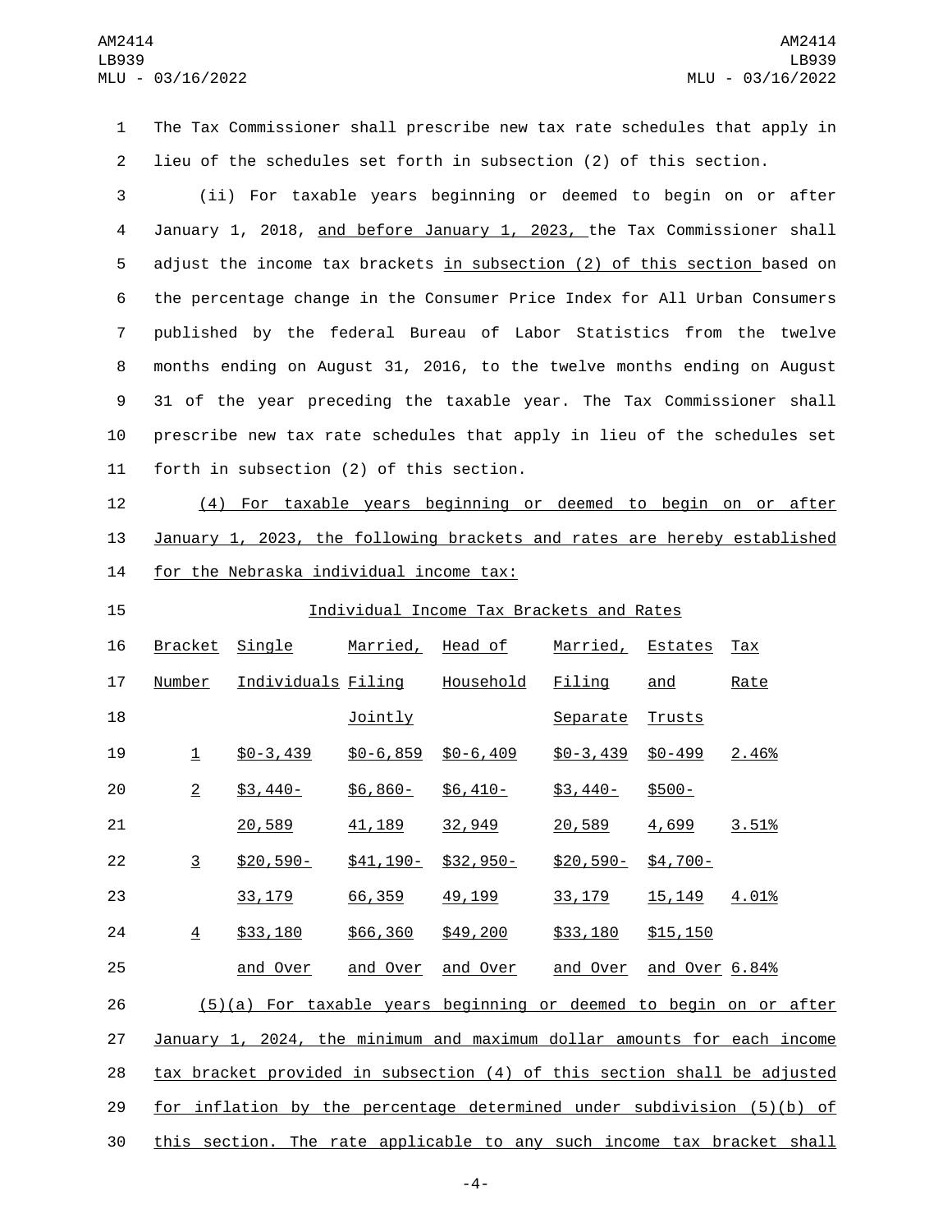The Tax Commissioner shall prescribe new tax rate schedules that apply in lieu of the schedules set forth in subsection (2) of this section.

(ii) For taxable years beginning or deemed to begin on or after January 1, 2018, and before January 1, 2023, the Tax Commissioner shall adjust the income tax brackets in subsection (2) of this section based on the percentage change in the Consumer Price Index for All Urban Consumers published by the federal Bureau of Labor Statistics from the twelve months ending on August 31, 2016, to the twelve months ending on August 31 of the year preceding the taxable year. The Tax Commissioner shall prescribe new tax rate schedules that apply in lieu of the schedules set forth in subsection (2) of this section.

(4) For taxable years beginning or deemed to begin on or after January 1, 2023, the following brackets and rates are hereby established for the Nebraska individual income tax:

Individual Income Tax Brackets and Rates

| Bracket Number | Single Individuals | Married, Filing Jointly | Head of Household | Married, Filing Separate | Estates and Trusts | Tax Rate |
|---|---|---|---|---|---|---|
| 1 | $0-3,439 | $0-6,859 | $0-6,409 | $0-3,439 | $0-499 | 2.46% |
| 2 | $3,440-20,589 | $6,860-41,189 | $6,410-32,949 | $3,440-20,589 | $500-4,699 | 3.51% |
| 3 | $20,590-33,179 | $41,190-66,359 | $32,950-49,199 | $20,590-33,179 | $4,700-15,149 | 4.01% |
| 4 | $33,180 and Over | $66,360 and Over | $49,200 and Over | $33,180 and Over | $15,150 and Over | 6.84% |

(5)(a) For taxable years beginning or deemed to begin on or after January 1, 2024, the minimum and maximum dollar amounts for each income tax bracket provided in subsection (4) of this section shall be adjusted for inflation by the percentage determined under subdivision (5)(b) of this section. The rate applicable to any such income tax bracket shall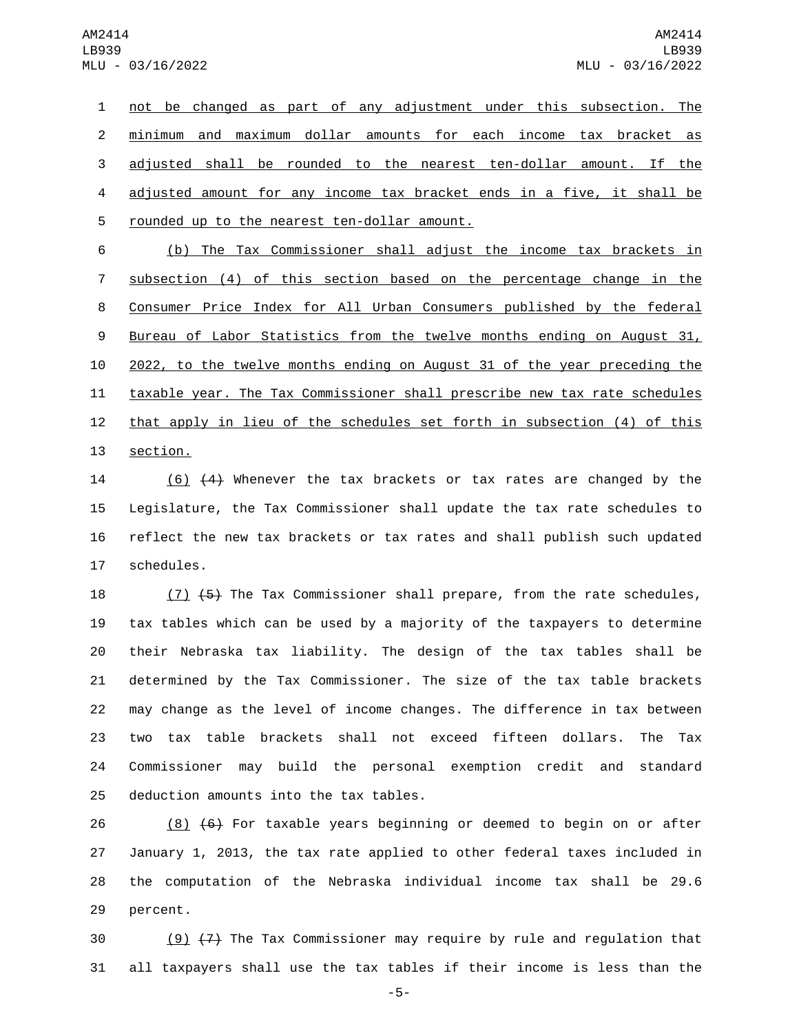not be changed as part of any adjustment under this subsection. The minimum and maximum dollar amounts for each income tax bracket as adjusted shall be rounded to the nearest ten-dollar amount. If the adjusted amount for any income tax bracket ends in a five, it shall be rounded up to the nearest ten-dollar amount.

(b) The Tax Commissioner shall adjust the income tax brackets in subsection (4) of this section based on the percentage change in the Consumer Price Index for All Urban Consumers published by the federal Bureau of Labor Statistics from the twelve months ending on August 31, 2022, to the twelve months ending on August 31 of the year preceding the taxable year. The Tax Commissioner shall prescribe new tax rate schedules that apply in lieu of the schedules set forth in subsection (4) of this section.

(6) ~~(4)~~ Whenever the tax brackets or tax rates are changed by the Legislature, the Tax Commissioner shall update the tax rate schedules to reflect the new tax brackets or tax rates and shall publish such updated schedules.

(7) ~~(5)~~ The Tax Commissioner shall prepare, from the rate schedules, tax tables which can be used by a majority of the taxpayers to determine their Nebraska tax liability. The design of the tax tables shall be determined by the Tax Commissioner. The size of the tax table brackets may change as the level of income changes. The difference in tax between two tax table brackets shall not exceed fifteen dollars. The Tax Commissioner may build the personal exemption credit and standard deduction amounts into the tax tables.

(8) ~~(6)~~ For taxable years beginning or deemed to begin on or after January 1, 2013, the tax rate applied to other federal taxes included in the computation of the Nebraska individual income tax shall be 29.6 percent.

(9) ~~(7)~~ The Tax Commissioner may require by rule and regulation that all taxpayers shall use the tax tables if their income is less than the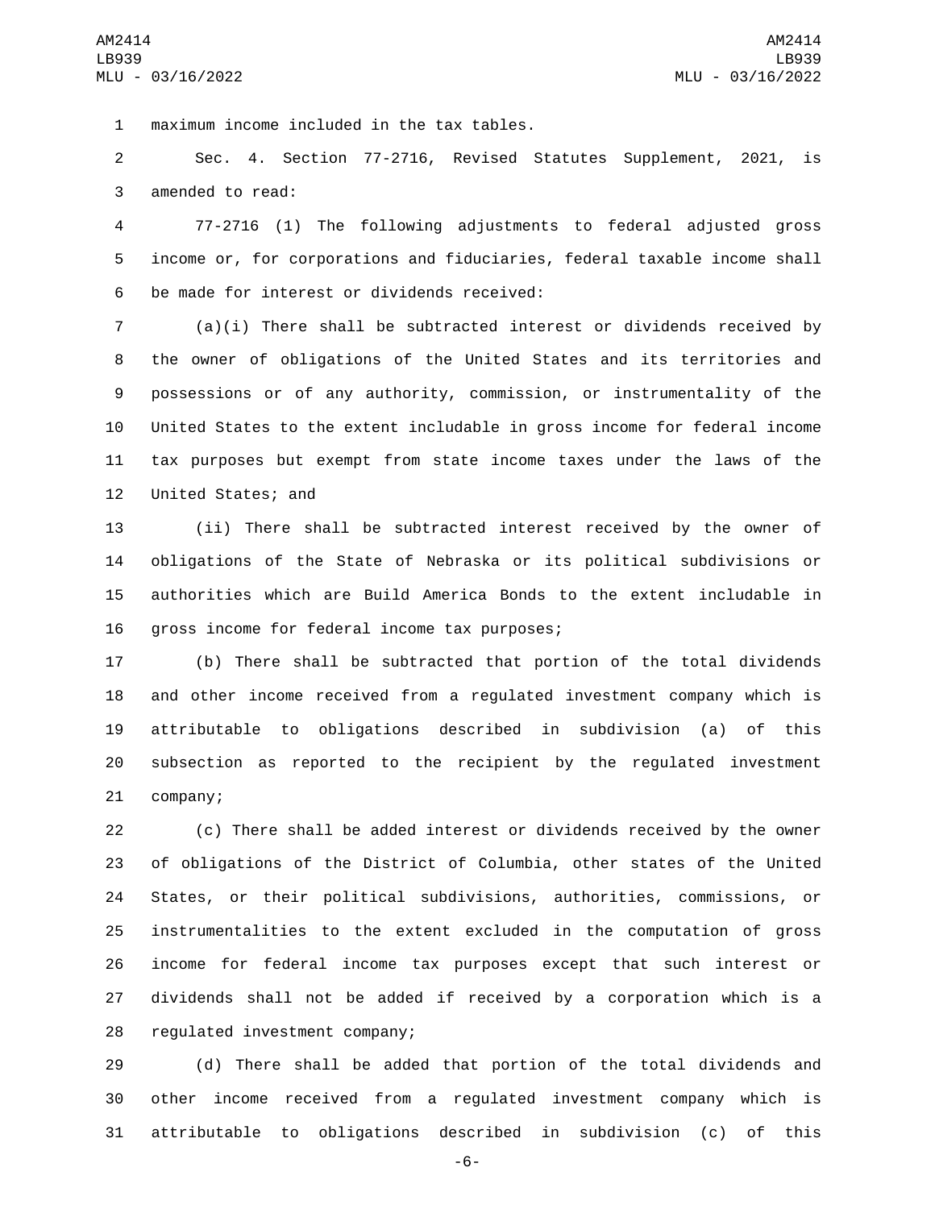maximum income included in the tax tables.

Sec. 4. Section 77-2716, Revised Statutes Supplement, 2021, is amended to read:

77-2716 (1) The following adjustments to federal adjusted gross income or, for corporations and fiduciaries, federal taxable income shall be made for interest or dividends received:

(a)(i) There shall be subtracted interest or dividends received by the owner of obligations of the United States and its territories and possessions or of any authority, commission, or instrumentality of the United States to the extent includable in gross income for federal income tax purposes but exempt from state income taxes under the laws of the United States; and

(ii) There shall be subtracted interest received by the owner of obligations of the State of Nebraska or its political subdivisions or authorities which are Build America Bonds to the extent includable in gross income for federal income tax purposes;

(b) There shall be subtracted that portion of the total dividends and other income received from a regulated investment company which is attributable to obligations described in subdivision (a) of this subsection as reported to the recipient by the regulated investment company;

(c) There shall be added interest or dividends received by the owner of obligations of the District of Columbia, other states of the United States, or their political subdivisions, authorities, commissions, or instrumentalities to the extent excluded in the computation of gross income for federal income tax purposes except that such interest or dividends shall not be added if received by a corporation which is a regulated investment company;

(d) There shall be added that portion of the total dividends and other income received from a regulated investment company which is attributable to obligations described in subdivision (c) of this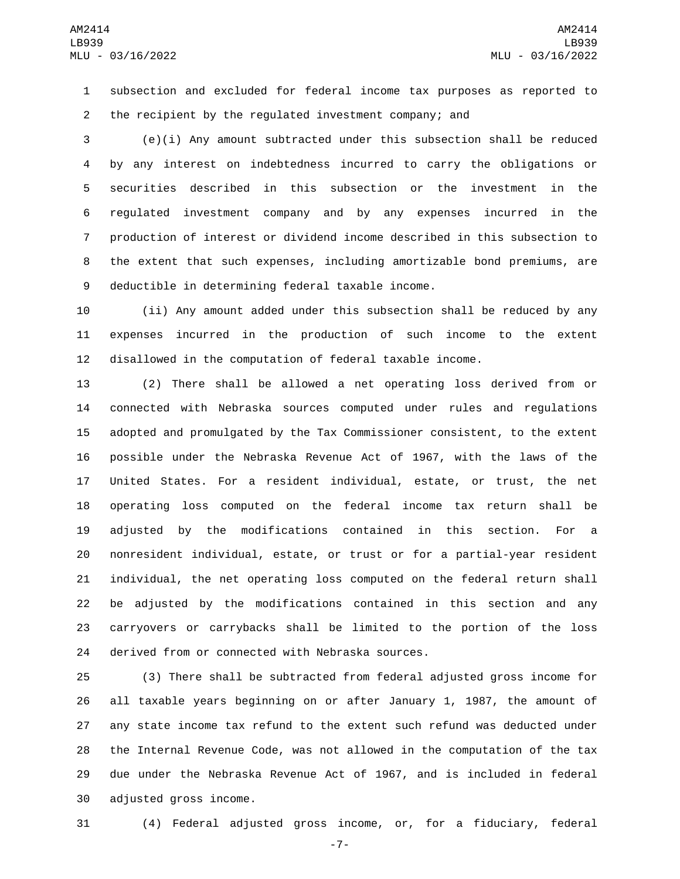subsection and excluded for federal income tax purposes as reported to the recipient by the regulated investment company; and

(e)(i) Any amount subtracted under this subsection shall be reduced by any interest on indebtedness incurred to carry the obligations or securities described in this subsection or the investment in the regulated investment company and by any expenses incurred in the production of interest or dividend income described in this subsection to the extent that such expenses, including amortizable bond premiums, are deductible in determining federal taxable income.

(ii) Any amount added under this subsection shall be reduced by any expenses incurred in the production of such income to the extent disallowed in the computation of federal taxable income.

(2) There shall be allowed a net operating loss derived from or connected with Nebraska sources computed under rules and regulations adopted and promulgated by the Tax Commissioner consistent, to the extent possible under the Nebraska Revenue Act of 1967, with the laws of the United States. For a resident individual, estate, or trust, the net operating loss computed on the federal income tax return shall be adjusted by the modifications contained in this section. For a nonresident individual, estate, or trust or for a partial-year resident individual, the net operating loss computed on the federal return shall be adjusted by the modifications contained in this section and any carryovers or carrybacks shall be limited to the portion of the loss derived from or connected with Nebraska sources.

(3) There shall be subtracted from federal adjusted gross income for all taxable years beginning on or after January 1, 1987, the amount of any state income tax refund to the extent such refund was deducted under the Internal Revenue Code, was not allowed in the computation of the tax due under the Nebraska Revenue Act of 1967, and is included in federal adjusted gross income.

(4) Federal adjusted gross income, or, for a fiduciary, federal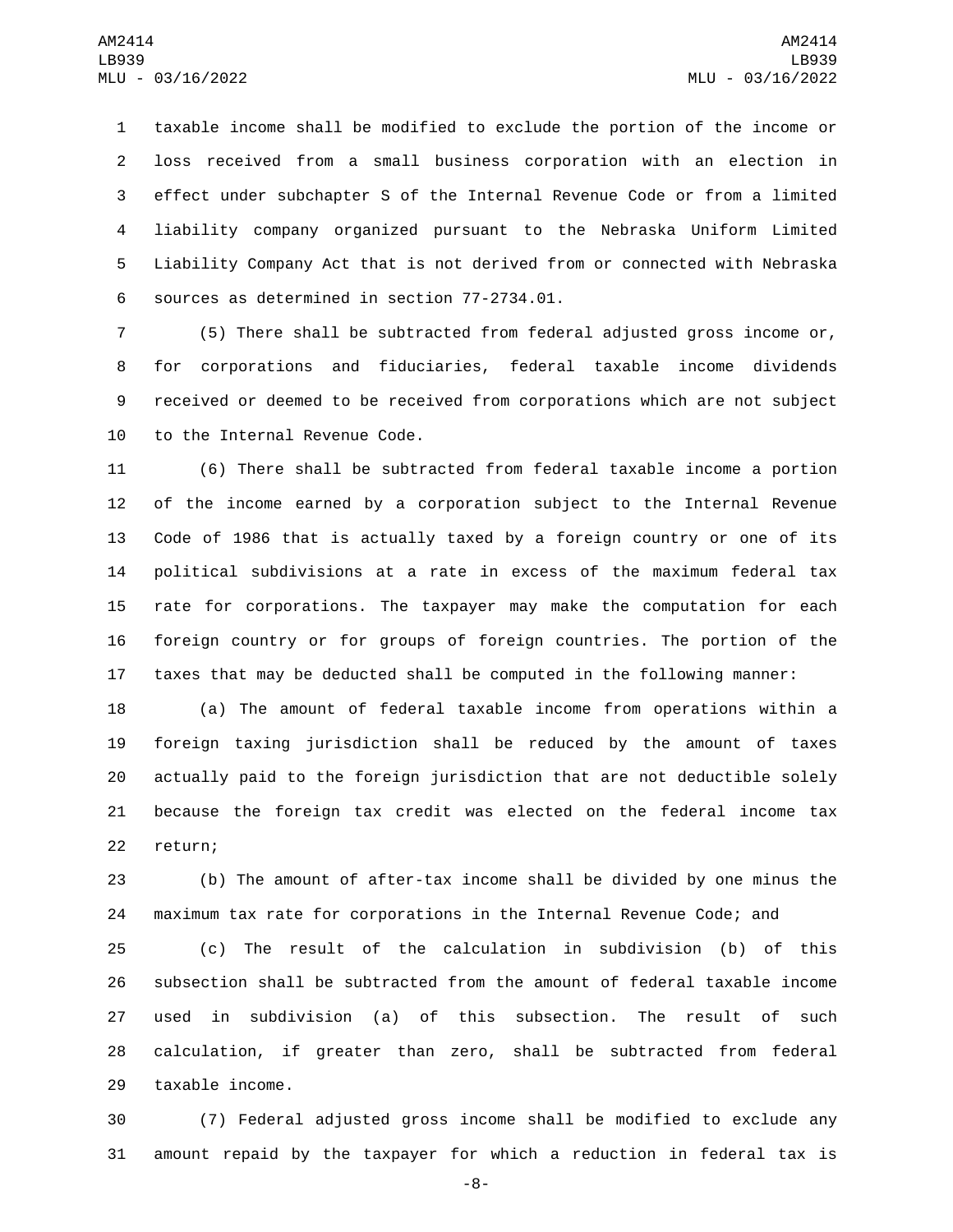taxable income shall be modified to exclude the portion of the income or loss received from a small business corporation with an election in effect under subchapter S of the Internal Revenue Code or from a limited liability company organized pursuant to the Nebraska Uniform Limited Liability Company Act that is not derived from or connected with Nebraska sources as determined in section 77-2734.01.

(5) There shall be subtracted from federal adjusted gross income or, for corporations and fiduciaries, federal taxable income dividends received or deemed to be received from corporations which are not subject to the Internal Revenue Code.

(6) There shall be subtracted from federal taxable income a portion of the income earned by a corporation subject to the Internal Revenue Code of 1986 that is actually taxed by a foreign country or one of its political subdivisions at a rate in excess of the maximum federal tax rate for corporations. The taxpayer may make the computation for each foreign country or for groups of foreign countries. The portion of the taxes that may be deducted shall be computed in the following manner:

(a) The amount of federal taxable income from operations within a foreign taxing jurisdiction shall be reduced by the amount of taxes actually paid to the foreign jurisdiction that are not deductible solely because the foreign tax credit was elected on the federal income tax return;

(b) The amount of after-tax income shall be divided by one minus the maximum tax rate for corporations in the Internal Revenue Code; and

(c) The result of the calculation in subdivision (b) of this subsection shall be subtracted from the amount of federal taxable income used in subdivision (a) of this subsection. The result of such calculation, if greater than zero, shall be subtracted from federal taxable income.

(7) Federal adjusted gross income shall be modified to exclude any amount repaid by the taxpayer for which a reduction in federal tax is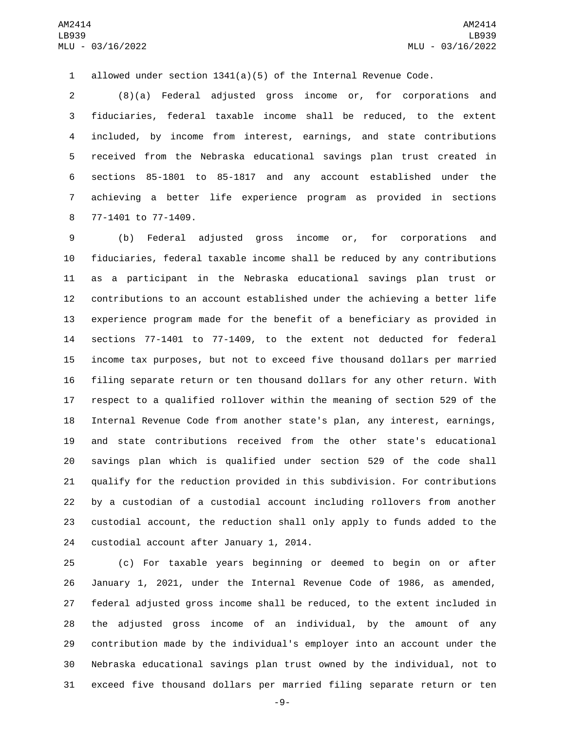allowed under section 1341(a)(5) of the Internal Revenue Code.

(8)(a) Federal adjusted gross income or, for corporations and fiduciaries, federal taxable income shall be reduced, to the extent included, by income from interest, earnings, and state contributions received from the Nebraska educational savings plan trust created in sections 85-1801 to 85-1817 and any account established under the achieving a better life experience program as provided in sections 77-1401 to 77-1409.

(b) Federal adjusted gross income or, for corporations and fiduciaries, federal taxable income shall be reduced by any contributions as a participant in the Nebraska educational savings plan trust or contributions to an account established under the achieving a better life experience program made for the benefit of a beneficiary as provided in sections 77-1401 to 77-1409, to the extent not deducted for federal income tax purposes, but not to exceed five thousand dollars per married filing separate return or ten thousand dollars for any other return. With respect to a qualified rollover within the meaning of section 529 of the Internal Revenue Code from another state's plan, any interest, earnings, and state contributions received from the other state's educational savings plan which is qualified under section 529 of the code shall qualify for the reduction provided in this subdivision. For contributions by a custodian of a custodial account including rollovers from another custodial account, the reduction shall only apply to funds added to the custodial account after January 1, 2014.

(c) For taxable years beginning or deemed to begin on or after January 1, 2021, under the Internal Revenue Code of 1986, as amended, federal adjusted gross income shall be reduced, to the extent included in the adjusted gross income of an individual, by the amount of any contribution made by the individual's employer into an account under the Nebraska educational savings plan trust owned by the individual, not to exceed five thousand dollars per married filing separate return or ten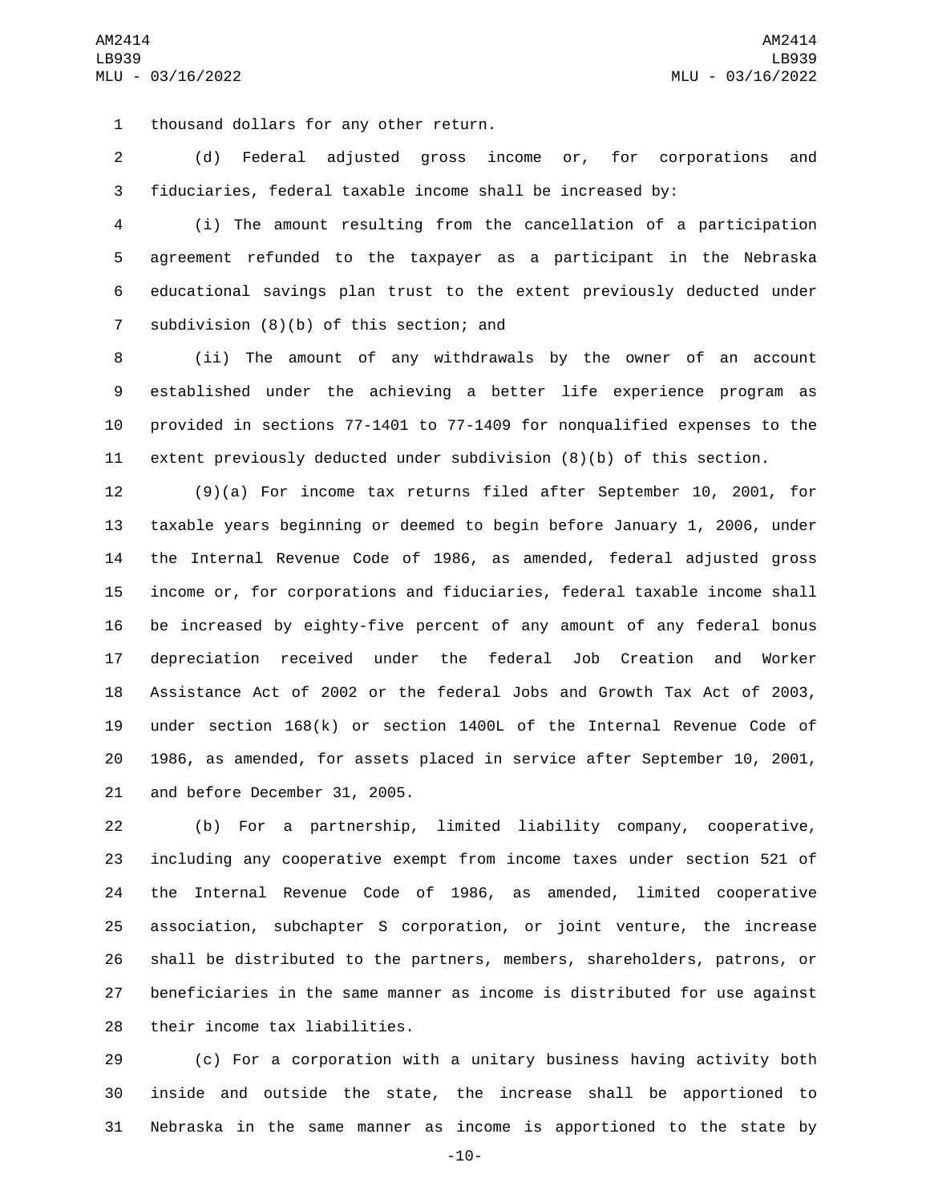thousand dollars for any other return.

(d) Federal adjusted gross income or, for corporations and fiduciaries, federal taxable income shall be increased by:

(i) The amount resulting from the cancellation of a participation agreement refunded to the taxpayer as a participant in the Nebraska educational savings plan trust to the extent previously deducted under subdivision (8)(b) of this section; and

(ii) The amount of any withdrawals by the owner of an account established under the achieving a better life experience program as provided in sections 77-1401 to 77-1409 for nonqualified expenses to the extent previously deducted under subdivision (8)(b) of this section.

(9)(a) For income tax returns filed after September 10, 2001, for taxable years beginning or deemed to begin before January 1, 2006, under the Internal Revenue Code of 1986, as amended, federal adjusted gross income or, for corporations and fiduciaries, federal taxable income shall be increased by eighty-five percent of any amount of any federal bonus depreciation received under the federal Job Creation and Worker Assistance Act of 2002 or the federal Jobs and Growth Tax Act of 2003, under section 168(k) or section 1400L of the Internal Revenue Code of 1986, as amended, for assets placed in service after September 10, 2001, and before December 31, 2005.

(b) For a partnership, limited liability company, cooperative, including any cooperative exempt from income taxes under section 521 of the Internal Revenue Code of 1986, as amended, limited cooperative association, subchapter S corporation, or joint venture, the increase shall be distributed to the partners, members, shareholders, patrons, or beneficiaries in the same manner as income is distributed for use against their income tax liabilities.

(c) For a corporation with a unitary business having activity both inside and outside the state, the increase shall be apportioned to Nebraska in the same manner as income is apportioned to the state by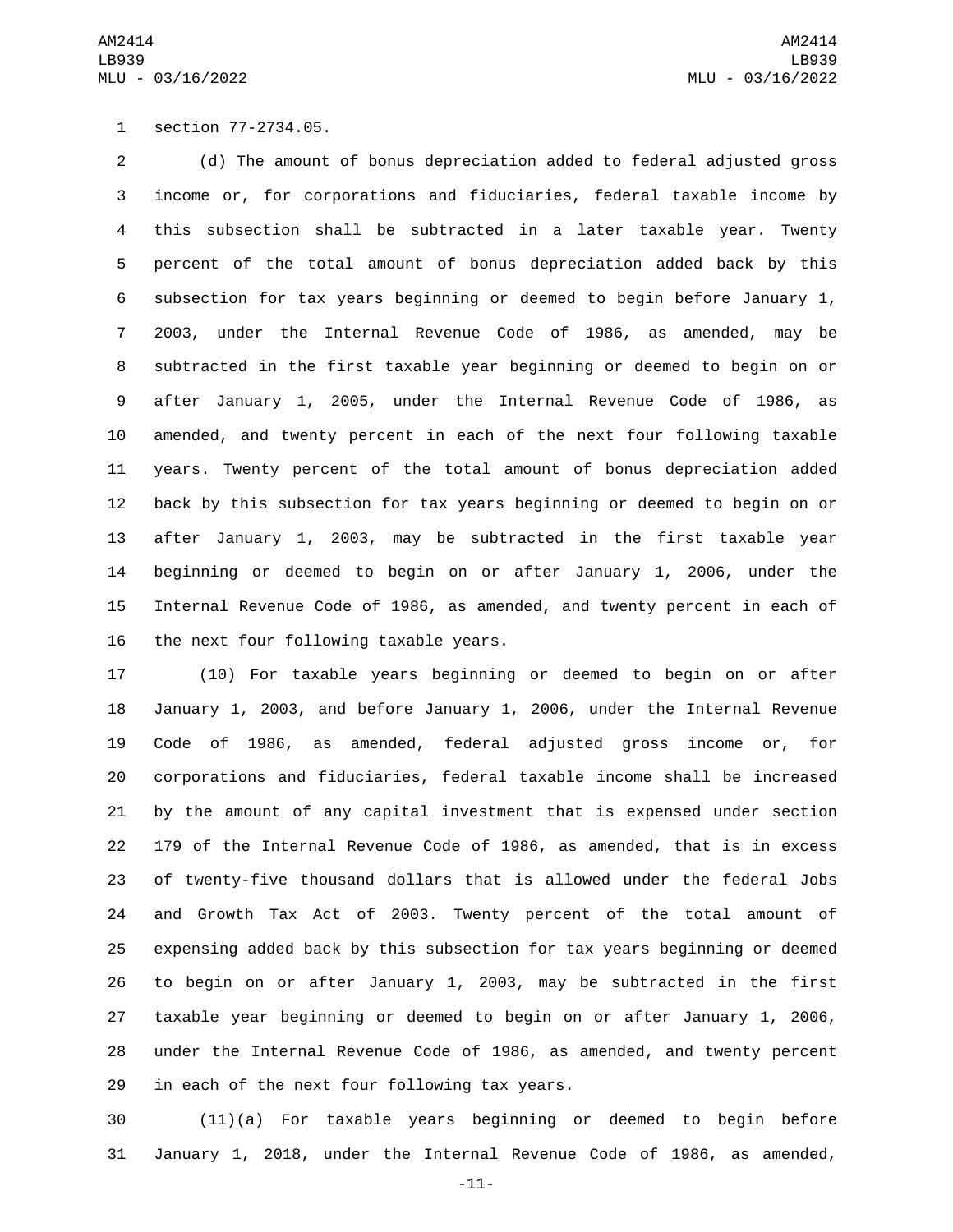section 77-2734.05.

(d) The amount of bonus depreciation added to federal adjusted gross income or, for corporations and fiduciaries, federal taxable income by this subsection shall be subtracted in a later taxable year. Twenty percent of the total amount of bonus depreciation added back by this subsection for tax years beginning or deemed to begin before January 1, 2003, under the Internal Revenue Code of 1986, as amended, may be subtracted in the first taxable year beginning or deemed to begin on or after January 1, 2005, under the Internal Revenue Code of 1986, as amended, and twenty percent in each of the next four following taxable years. Twenty percent of the total amount of bonus depreciation added back by this subsection for tax years beginning or deemed to begin on or after January 1, 2003, may be subtracted in the first taxable year beginning or deemed to begin on or after January 1, 2006, under the Internal Revenue Code of 1986, as amended, and twenty percent in each of the next four following taxable years.

(10) For taxable years beginning or deemed to begin on or after January 1, 2003, and before January 1, 2006, under the Internal Revenue Code of 1986, as amended, federal adjusted gross income or, for corporations and fiduciaries, federal taxable income shall be increased by the amount of any capital investment that is expensed under section 179 of the Internal Revenue Code of 1986, as amended, that is in excess of twenty-five thousand dollars that is allowed under the federal Jobs and Growth Tax Act of 2003. Twenty percent of the total amount of expensing added back by this subsection for tax years beginning or deemed to begin on or after January 1, 2003, may be subtracted in the first taxable year beginning or deemed to begin on or after January 1, 2006, under the Internal Revenue Code of 1986, as amended, and twenty percent in each of the next four following tax years.

(11)(a) For taxable years beginning or deemed to begin before January 1, 2018, under the Internal Revenue Code of 1986, as amended,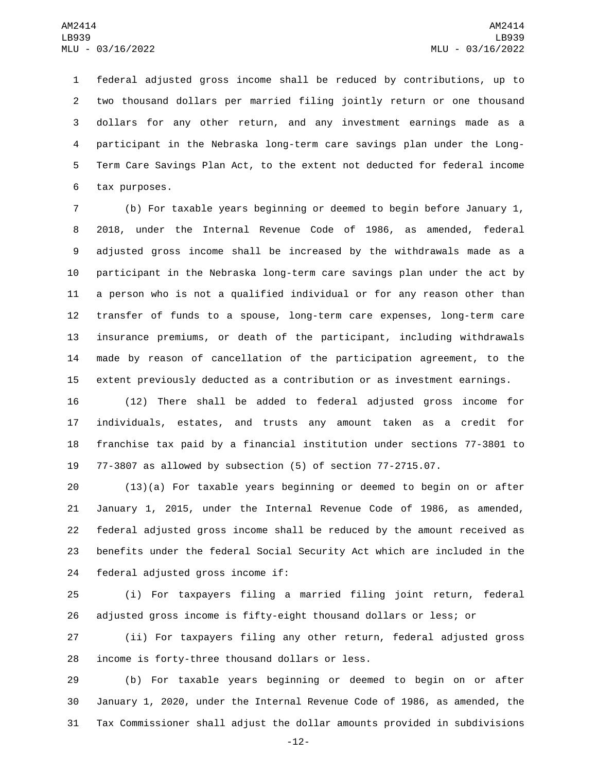federal adjusted gross income shall be reduced by contributions, up to two thousand dollars per married filing jointly return or one thousand dollars for any other return, and any investment earnings made as a participant in the Nebraska long-term care savings plan under the Long-Term Care Savings Plan Act, to the extent not deducted for federal income tax purposes.

(b) For taxable years beginning or deemed to begin before January 1, 2018, under the Internal Revenue Code of 1986, as amended, federal adjusted gross income shall be increased by the withdrawals made as a participant in the Nebraska long-term care savings plan under the act by a person who is not a qualified individual or for any reason other than transfer of funds to a spouse, long-term care expenses, long-term care insurance premiums, or death of the participant, including withdrawals made by reason of cancellation of the participation agreement, to the extent previously deducted as a contribution or as investment earnings.

(12) There shall be added to federal adjusted gross income for individuals, estates, and trusts any amount taken as a credit for franchise tax paid by a financial institution under sections 77-3801 to 77-3807 as allowed by subsection (5) of section 77-2715.07.

(13)(a) For taxable years beginning or deemed to begin on or after January 1, 2015, under the Internal Revenue Code of 1986, as amended, federal adjusted gross income shall be reduced by the amount received as benefits under the federal Social Security Act which are included in the federal adjusted gross income if:

(i) For taxpayers filing a married filing joint return, federal adjusted gross income is fifty-eight thousand dollars or less; or

(ii) For taxpayers filing any other return, federal adjusted gross income is forty-three thousand dollars or less.

(b) For taxable years beginning or deemed to begin on or after January 1, 2020, under the Internal Revenue Code of 1986, as amended, the Tax Commissioner shall adjust the dollar amounts provided in subdivisions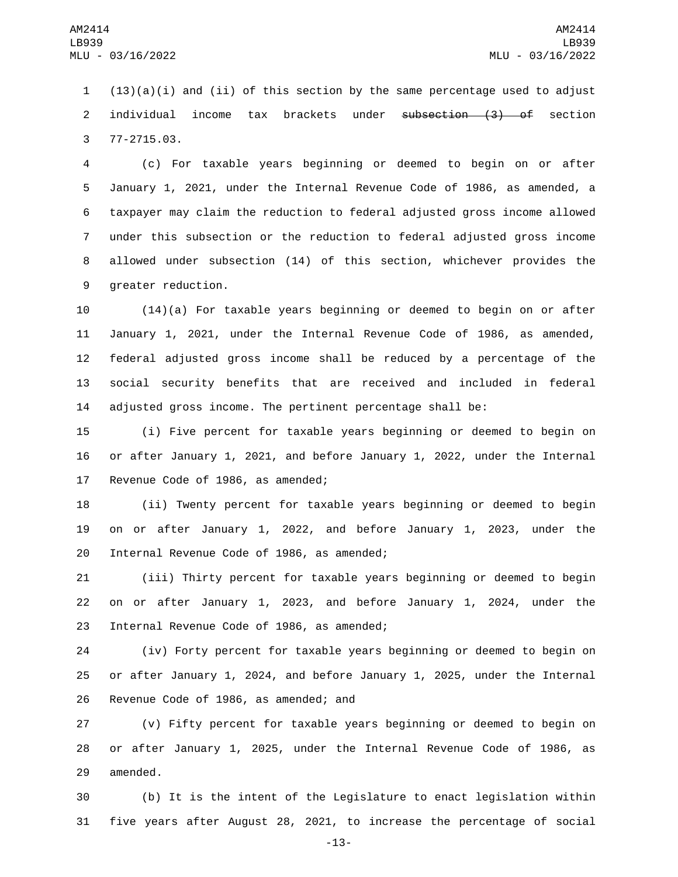(13)(a)(i) and (ii) of this section by the same percentage used to adjust individual income tax brackets under ~~subsection (3) of~~ section 77-2715.03.

(c) For taxable years beginning or deemed to begin on or after January 1, 2021, under the Internal Revenue Code of 1986, as amended, a taxpayer may claim the reduction to federal adjusted gross income allowed under this subsection or the reduction to federal adjusted gross income allowed under subsection (14) of this section, whichever provides the greater reduction.

(14)(a) For taxable years beginning or deemed to begin on or after January 1, 2021, under the Internal Revenue Code of 1986, as amended, federal adjusted gross income shall be reduced by a percentage of the social security benefits that are received and included in federal adjusted gross income. The pertinent percentage shall be:

(i) Five percent for taxable years beginning or deemed to begin on or after January 1, 2021, and before January 1, 2022, under the Internal Revenue Code of 1986, as amended;

(ii) Twenty percent for taxable years beginning or deemed to begin on or after January 1, 2022, and before January 1, 2023, under the Internal Revenue Code of 1986, as amended;

(iii) Thirty percent for taxable years beginning or deemed to begin on or after January 1, 2023, and before January 1, 2024, under the Internal Revenue Code of 1986, as amended;

(iv) Forty percent for taxable years beginning or deemed to begin on or after January 1, 2024, and before January 1, 2025, under the Internal Revenue Code of 1986, as amended; and

(v) Fifty percent for taxable years beginning or deemed to begin on or after January 1, 2025, under the Internal Revenue Code of 1986, as amended.

(b) It is the intent of the Legislature to enact legislation within five years after August 28, 2021, to increase the percentage of social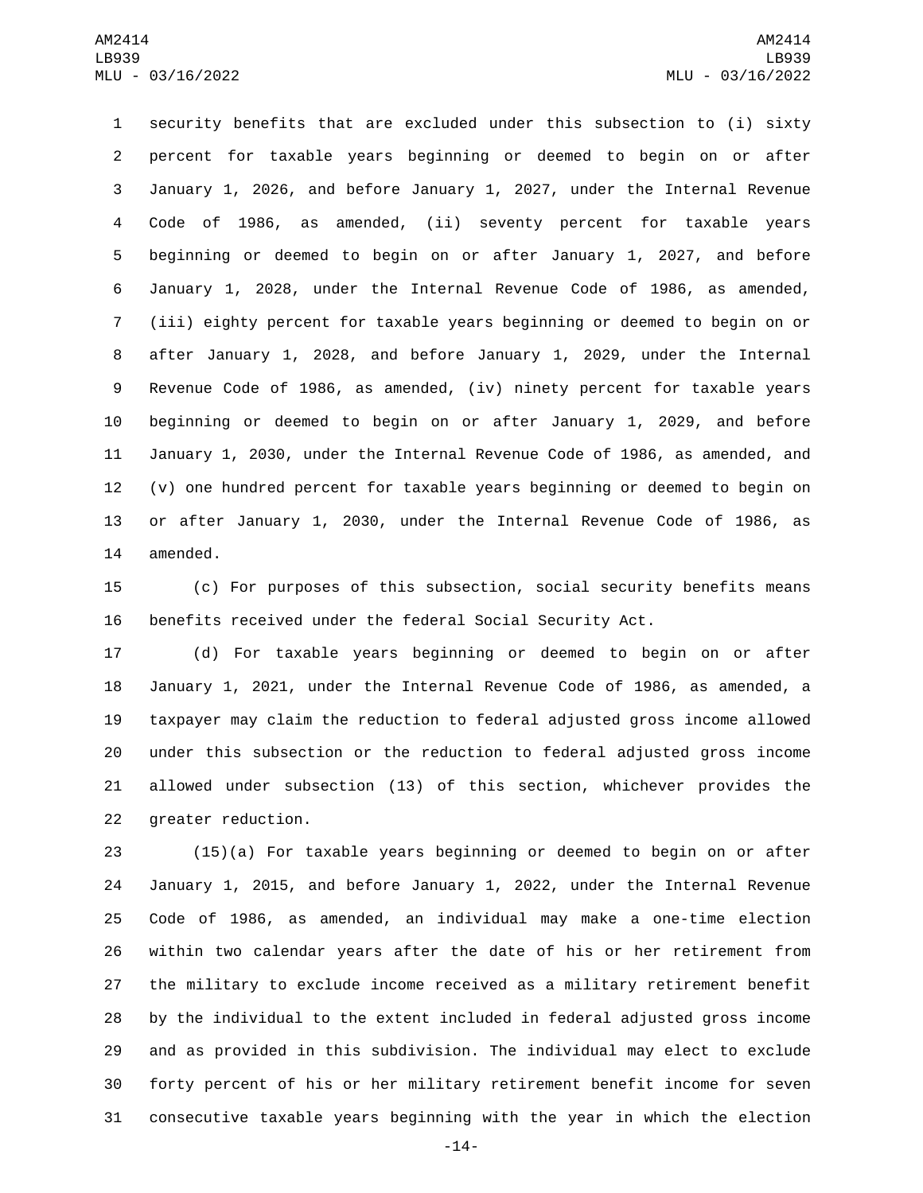security benefits that are excluded under this subsection to (i) sixty percent for taxable years beginning or deemed to begin on or after January 1, 2026, and before January 1, 2027, under the Internal Revenue Code of 1986, as amended, (ii) seventy percent for taxable years beginning or deemed to begin on or after January 1, 2027, and before January 1, 2028, under the Internal Revenue Code of 1986, as amended, (iii) eighty percent for taxable years beginning or deemed to begin on or after January 1, 2028, and before January 1, 2029, under the Internal Revenue Code of 1986, as amended, (iv) ninety percent for taxable years beginning or deemed to begin on or after January 1, 2029, and before January 1, 2030, under the Internal Revenue Code of 1986, as amended, and (v) one hundred percent for taxable years beginning or deemed to begin on or after January 1, 2030, under the Internal Revenue Code of 1986, as amended.

(c) For purposes of this subsection, social security benefits means benefits received under the federal Social Security Act.

(d) For taxable years beginning or deemed to begin on or after January 1, 2021, under the Internal Revenue Code of 1986, as amended, a taxpayer may claim the reduction to federal adjusted gross income allowed under this subsection or the reduction to federal adjusted gross income allowed under subsection (13) of this section, whichever provides the greater reduction.

(15)(a) For taxable years beginning or deemed to begin on or after January 1, 2015, and before January 1, 2022, under the Internal Revenue Code of 1986, as amended, an individual may make a one-time election within two calendar years after the date of his or her retirement from the military to exclude income received as a military retirement benefit by the individual to the extent included in federal adjusted gross income and as provided in this subdivision. The individual may elect to exclude forty percent of his or her military retirement benefit income for seven consecutive taxable years beginning with the year in which the election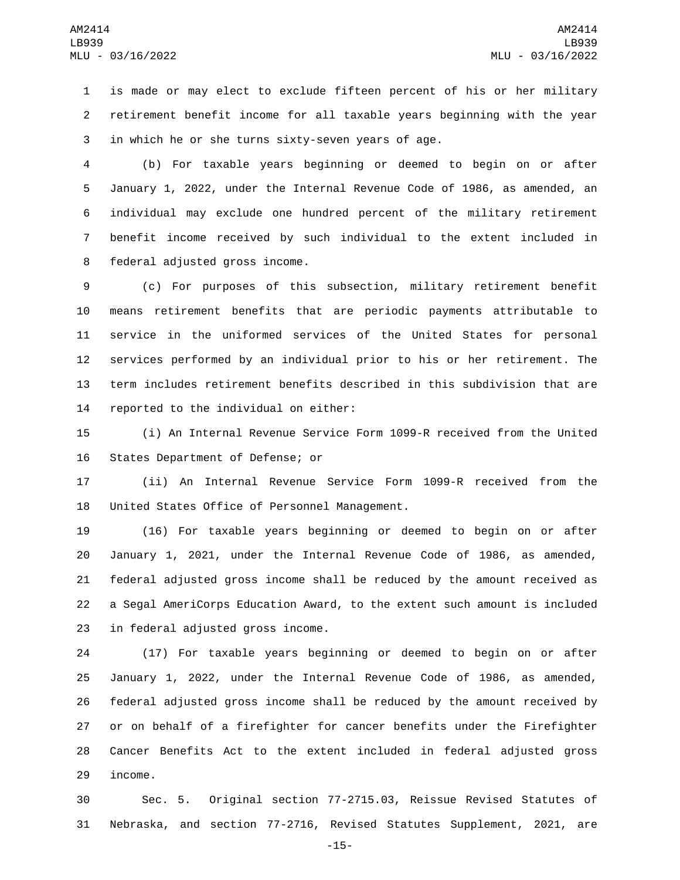is made or may elect to exclude fifteen percent of his or her military retirement benefit income for all taxable years beginning with the year in which he or she turns sixty-seven years of age.

(b) For taxable years beginning or deemed to begin on or after January 1, 2022, under the Internal Revenue Code of 1986, as amended, an individual may exclude one hundred percent of the military retirement benefit income received by such individual to the extent included in federal adjusted gross income.

(c) For purposes of this subsection, military retirement benefit means retirement benefits that are periodic payments attributable to service in the uniformed services of the United States for personal services performed by an individual prior to his or her retirement. The term includes retirement benefits described in this subdivision that are reported to the individual on either:

(i) An Internal Revenue Service Form 1099-R received from the United States Department of Defense; or

(ii) An Internal Revenue Service Form 1099-R received from the United States Office of Personnel Management.

(16) For taxable years beginning or deemed to begin on or after January 1, 2021, under the Internal Revenue Code of 1986, as amended, federal adjusted gross income shall be reduced by the amount received as a Segal AmeriCorps Education Award, to the extent such amount is included in federal adjusted gross income.

(17) For taxable years beginning or deemed to begin on or after January 1, 2022, under the Internal Revenue Code of 1986, as amended, federal adjusted gross income shall be reduced by the amount received by or on behalf of a firefighter for cancer benefits under the Firefighter Cancer Benefits Act to the extent included in federal adjusted gross income.

Sec. 5. Original section 77-2715.03, Reissue Revised Statutes of Nebraska, and section 77-2716, Revised Statutes Supplement, 2021, are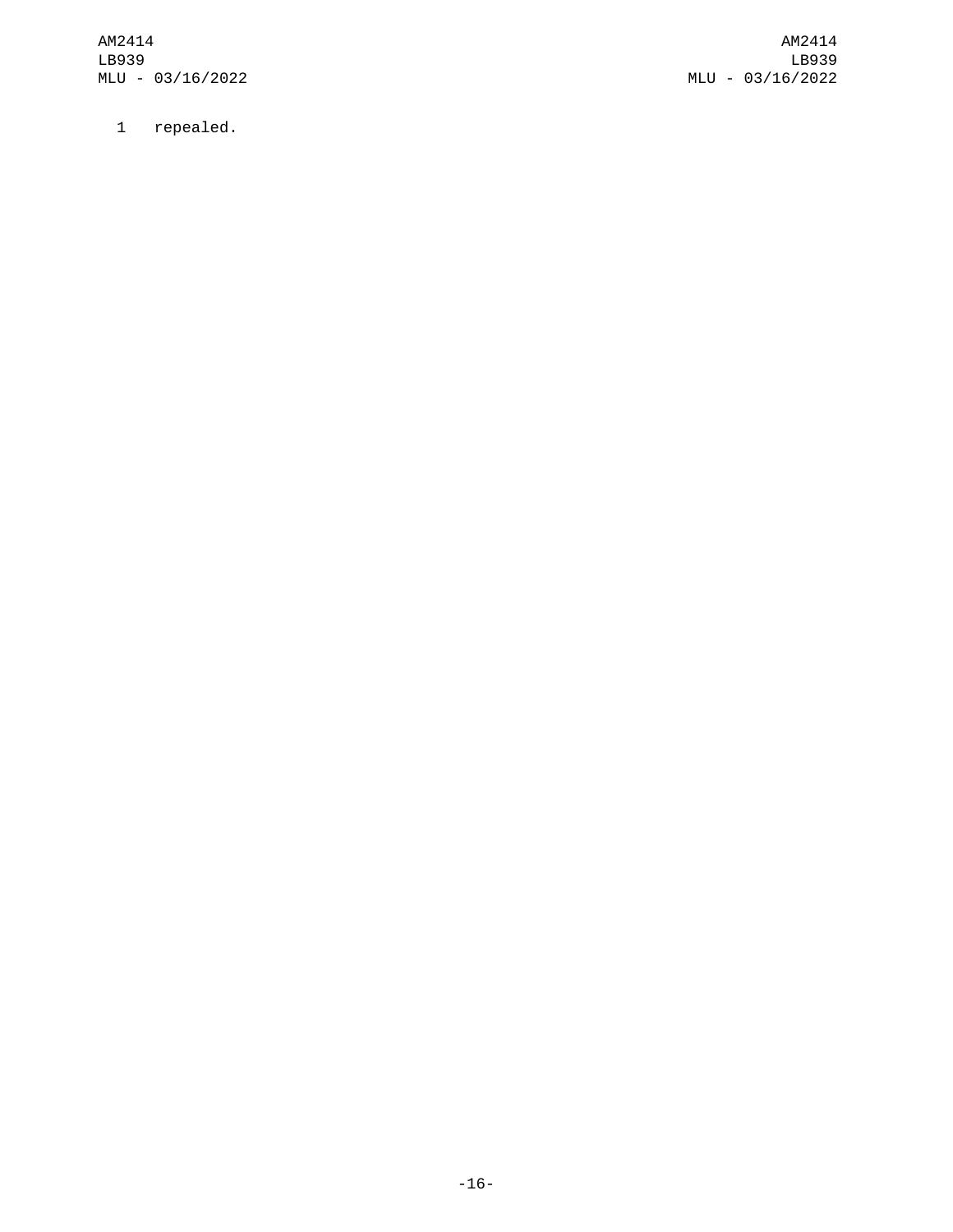repealed.